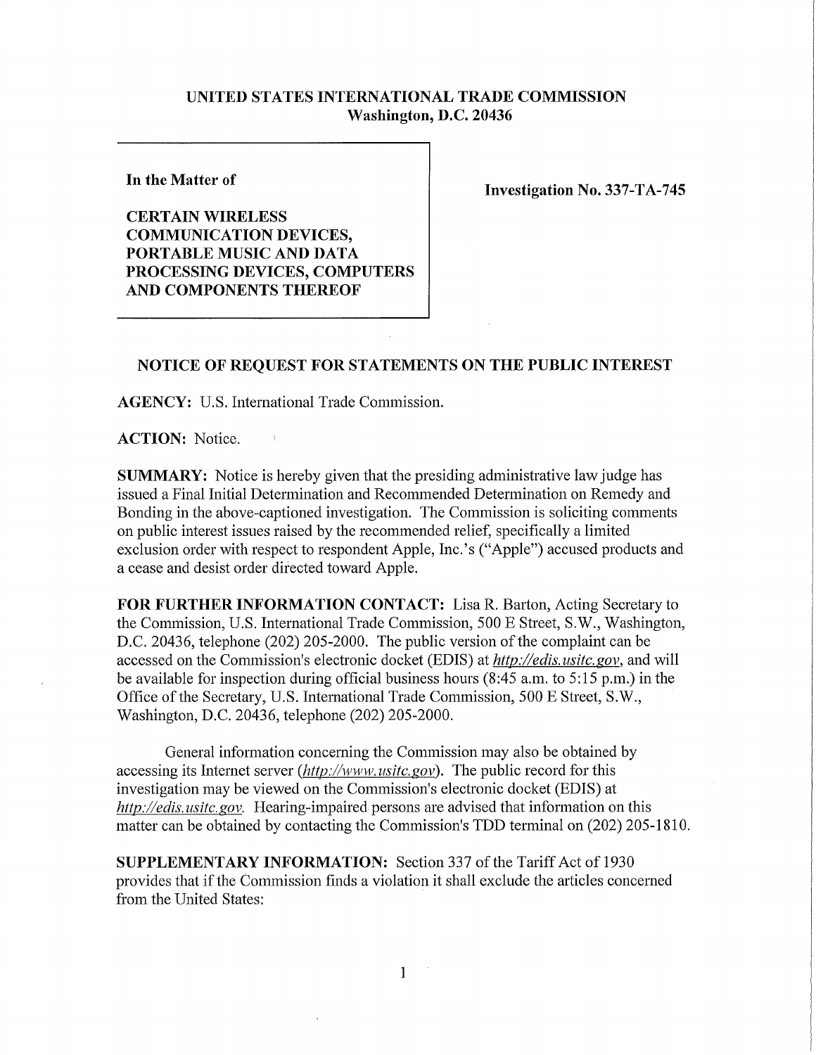**UNITED STATES INTERNATIONAL TRADE COMMISSION**
**Washington, D.C. 20436**

**In the Matter of**

**CERTAIN WIRELESS COMMUNICATION DEVICES, PORTABLE MUSIC AND DATA PROCESSING DEVICES, COMPUTERS AND COMPONENTS THEREOF**

**Investigation No. 337-TA-745**

## NOTICE OF REQUEST FOR STATEMENTS ON THE PUBLIC INTEREST

**AGENCY:** U.S. International Trade Commission.

**ACTION:** Notice.

**SUMMARY:** Notice is hereby given that the presiding administrative law judge has issued a Final Initial Determination and Recommended Determination on Remedy and Bonding in the above-captioned investigation. The Commission is soliciting comments on public interest issues raised by the recommended relief, specifically a limited exclusion order with respect to respondent Apple, Inc.'s ("Apple") accused products and a cease and desist order directed toward Apple.

**FOR FURTHER INFORMATION CONTACT:** Lisa R. Barton, Acting Secretary to the Commission, U.S. International Trade Commission, 500 E Street, S.W., Washington, D.C. 20436, telephone (202) 205-2000. The public version of the complaint can be accessed on the Commission's electronic docket (EDIS) at *http://edis.usitc.gov*, and will be available for inspection during official business hours (8:45 a.m. to 5:15 p.m.) in the Office of the Secretary, U.S. International Trade Commission, 500 E Street, S.W., Washington, D.C. 20436, telephone (202) 205-2000.

General information concerning the Commission may also be obtained by accessing its Internet server (*http://www.usitc.gov*). The public record for this investigation may be viewed on the Commission's electronic docket (EDIS) at *http://edis.usitc.gov*. Hearing-impaired persons are advised that information on this matter can be obtained by contacting the Commission's TDD terminal on (202) 205-1810.

**SUPPLEMENTARY INFORMATION:** Section 337 of the Tariff Act of 1930 provides that if the Commission finds a violation it shall exclude the articles concerned from the United States: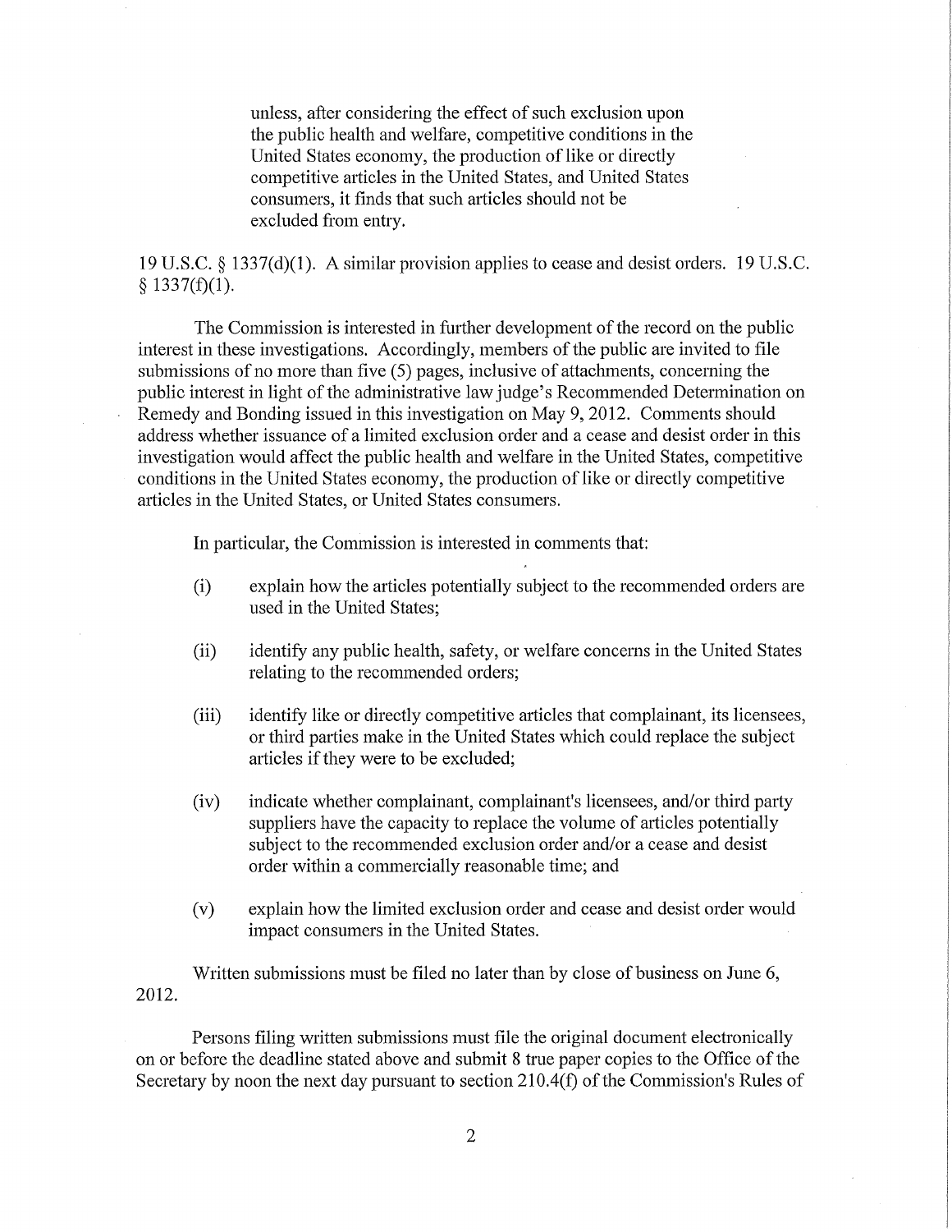> unless, after considering the effect of such exclusion upon the public health and welfare, competitive conditions in the United States economy, the production of like or directly competitive articles in the United States, and United States consumers, it finds that such articles should not be excluded from entry.

19 U.S.C. § 1337(d)(1). A similar provision applies to cease and desist orders. 19 U.S.C. § 1337(f)(1).

The Commission is interested in further development of the record on the public interest in these investigations. Accordingly, members of the public are invited to file submissions of no more than five (5) pages, inclusive of attachments, concerning the public interest in light of the administrative law judge's Recommended Determination on Remedy and Bonding issued in this investigation on May 9, 2012. Comments should address whether issuance of a limited exclusion order and a cease and desist order in this investigation would affect the public health and welfare in the United States, competitive conditions in the United States economy, the production of like or directly competitive articles in the United States, or United States consumers.

In particular, the Commission is interested in comments that:

(i) explain how the articles potentially subject to the recommended orders are used in the United States;

(ii) identify any public health, safety, or welfare concerns in the United States relating to the recommended orders;

(iii) identify like or directly competitive articles that complainant, its licensees, or third parties make in the United States which could replace the subject articles if they were to be excluded;

(iv) indicate whether complainant, complainant's licensees, and/or third party suppliers have the capacity to replace the volume of articles potentially subject to the recommended exclusion order and/or a cease and desist order within a commercially reasonable time; and

(v) explain how the limited exclusion order and cease and desist order would impact consumers in the United States.

Written submissions must be filed no later than by close of business on June 6, 2012.

Persons filing written submissions must file the original document electronically on or before the deadline stated above and submit 8 true paper copies to the Office of the Secretary by noon the next day pursuant to section 210.4(f) of the Commission's Rules of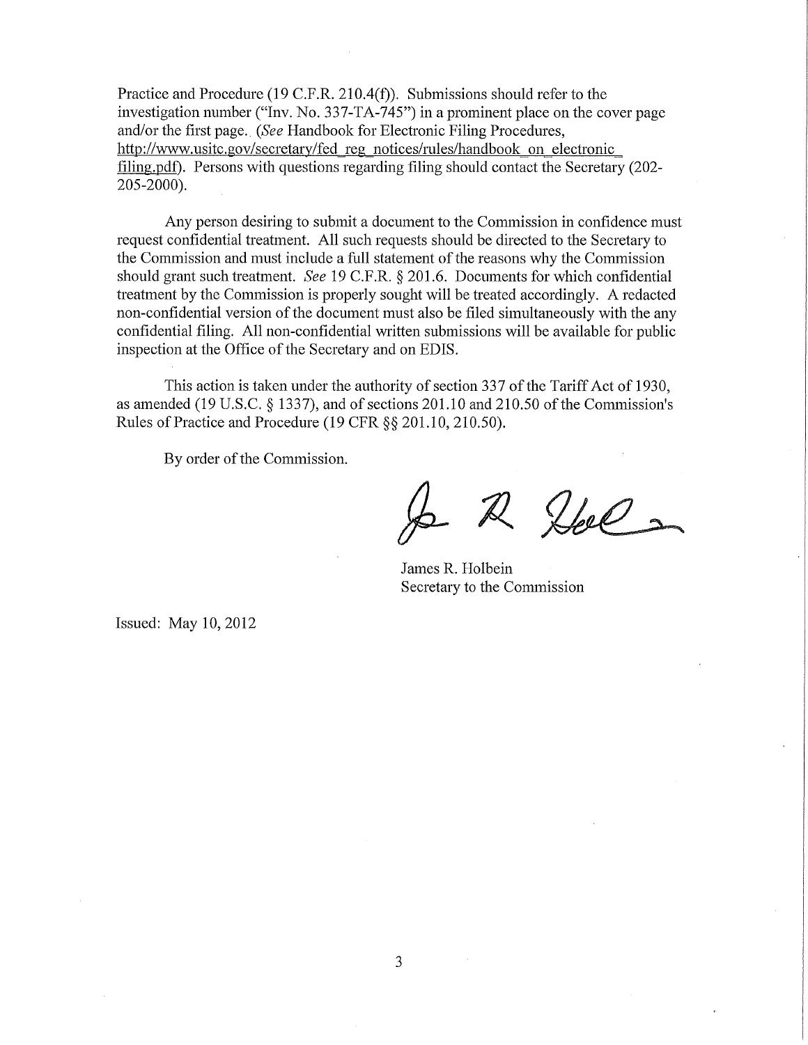Practice and Procedure (19 C.F.R. 210.4(f)). Submissions should refer to the investigation number ("Inv. No. 337-TA-745") in a prominent place on the cover page and/or the first page. (*See* Handbook for Electronic Filing Procedures, http://www.usitc.gov/secretary/fed_reg_notices/rules/handbook_on_electronic_filing.pdf). Persons with questions regarding filing should contact the Secretary (202-205-2000).

Any person desiring to submit a document to the Commission in confidence must request confidential treatment. All such requests should be directed to the Secretary to the Commission and must include a full statement of the reasons why the Commission should grant such treatment. *See* 19 C.F.R. § 201.6. Documents for which confidential treatment by the Commission is properly sought will be treated accordingly. A redacted non-confidential version of the document must also be filed simultaneously with the any confidential filing. All non-confidential written submissions will be available for public inspection at the Office of the Secretary and on EDIS.

This action is taken under the authority of section 337 of the Tariff Act of 1930, as amended (19 U.S.C. § 1337), and of sections 201.10 and 210.50 of the Commission's Rules of Practice and Procedure (19 CFR §§ 201.10, 210.50).

By order of the Commission.

James R. Holbein
Secretary to the Commission

Issued: May 10, 2012